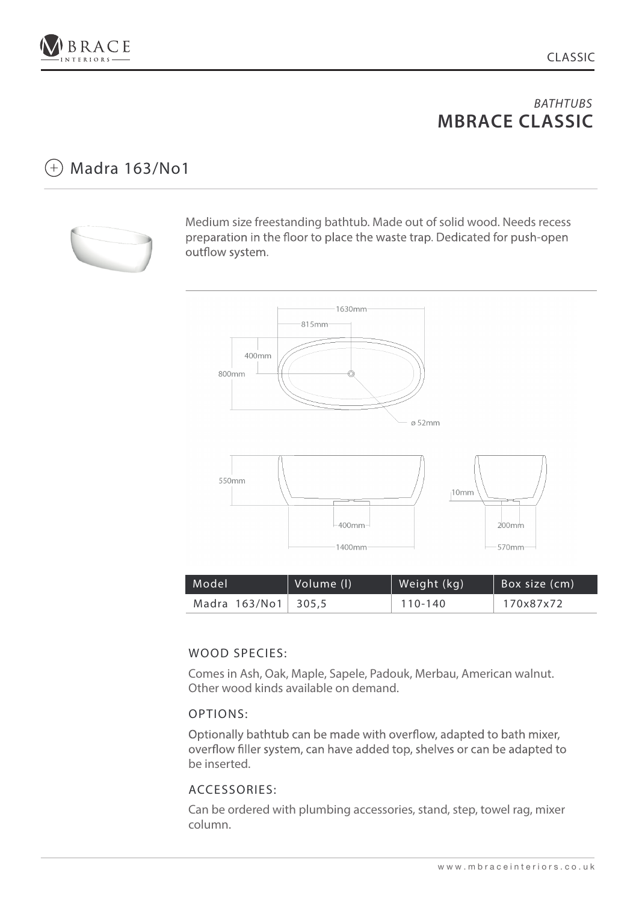CLASSIC

*BATHTUBS*
## MBRACE CLASSIC

## Madra 163/No1

Medium size freestanding bathtub. Made out of solid wood. Needs recess preparation in the floor to place the waste trap. Dedicated for push-open outflow system.

1630mm
815mm
400mm
800mm
ø 52mm
550mm
10mm
400mm
1400mm
200mm
570mm

| Model | Volume (l) | Weight (kg) | Box size (cm) |
|---|---|---|---|
| Madra 163/No1 | 305,5 | 110-140 | 170x87x72 |

### WOOD SPECIES:

Comes in Ash, Oak, Maple, Sapele, Padouk, Merbau, American walnut. Other wood kinds available on demand.

### OPTIONS:

Optionally bathtub can be made with overflow, adapted to bath mixer, overflow filler system, can have added top, shelves or can be adapted to be inserted.

### ACCESSORIES:

Can be ordered with plumbing accessories, stand, step, towel rag, mixer column.

www.mbraceinteriors.co.uk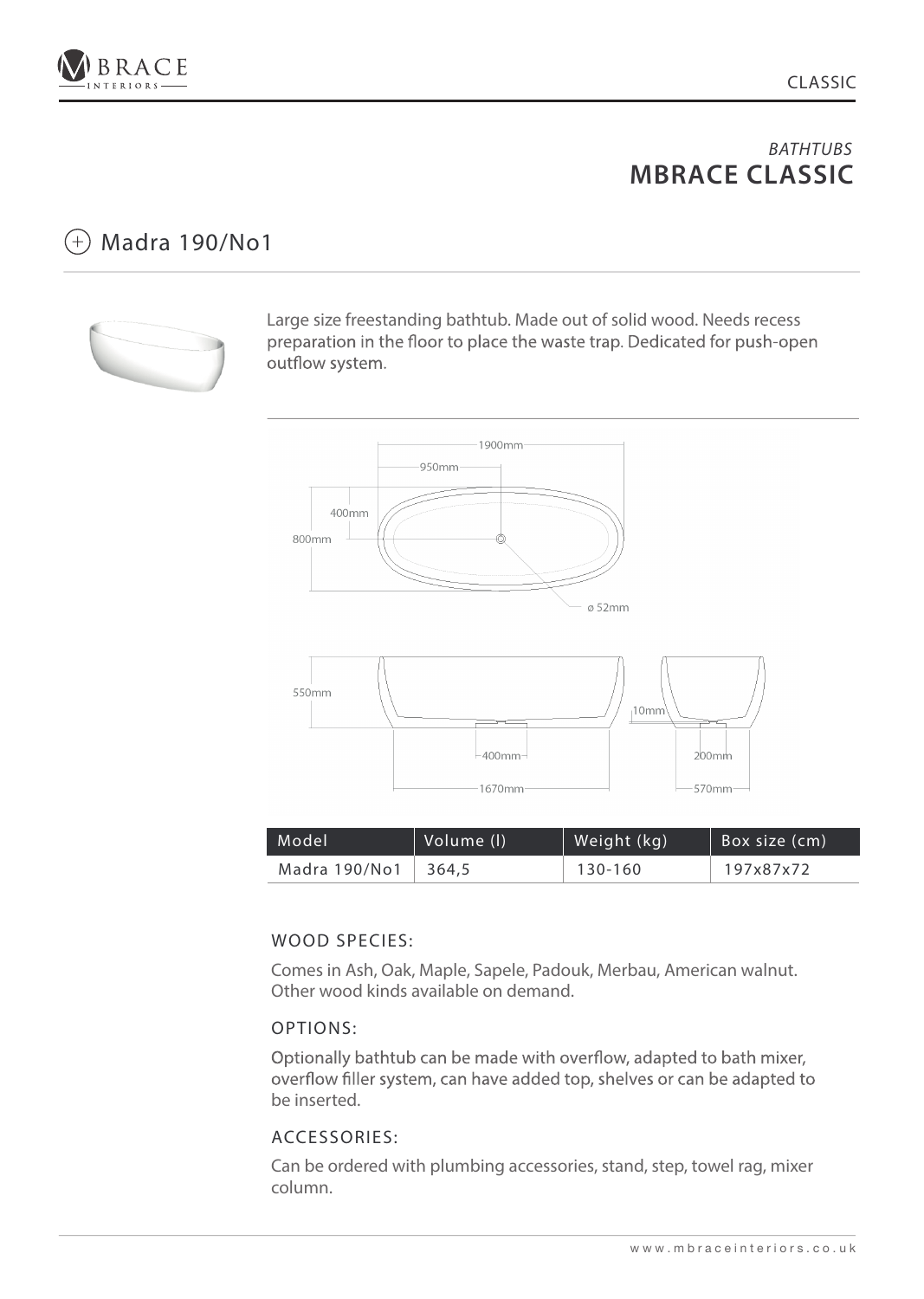*BATHTUBS*

## MBRACE CLASSIC

### Madra 190/No1

Large size freestanding bathtub. Made out of solid wood. Needs recess preparation in the floor to place the waste trap. Dedicated for push-open outflow system.

| Model | Volume (l) | Weight (kg) | Box size (cm) |
|---|---|---|---|
| Madra 190/No1 | 364,5 | 130-160 | 197x87x72 |

#### WOOD SPECIES:

Comes in Ash, Oak, Maple, Sapele, Padouk, Merbau, American walnut. Other wood kinds available on demand.

#### OPTIONS:

Optionally bathtub can be made with overflow, adapted to bath mixer, overflow filler system, can have added top, shelves or can be adapted to be inserted.

#### ACCESSORIES:

Can be ordered with plumbing accessories, stand, step, towel rag, mixer column.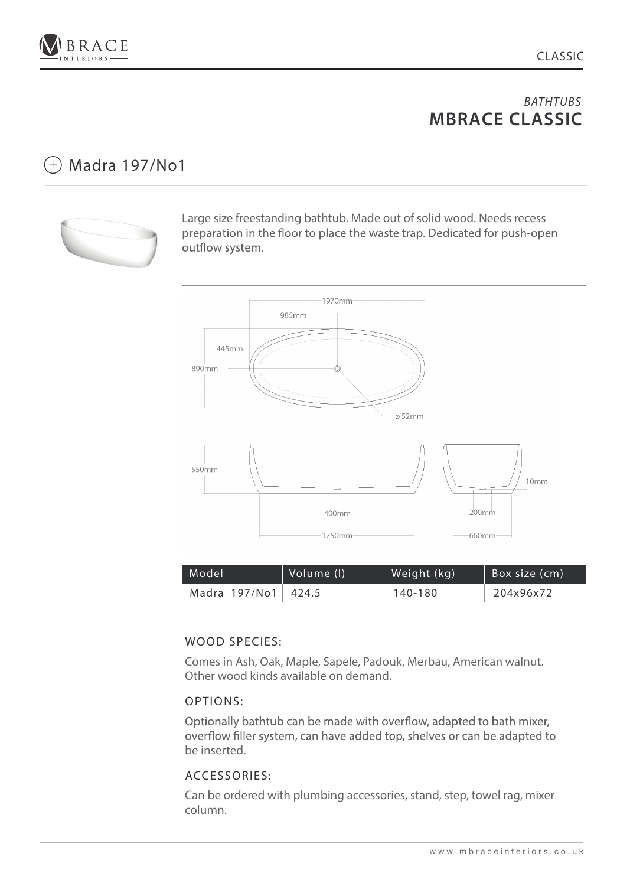*BATHTUBS*
## MBRACE CLASSIC

### Madra 197/No1

Large size freestanding bathtub. Made out of solid wood. Needs recess preparation in the floor to place the waste trap. Dedicated for push-open outflow system.

1970mm
985mm
445mm
890mm
ø 52mm
550mm
10mm
400mm
1750mm
200mm
660mm

| Model | Volume (l) | Weight (kg) | Box size (cm) |
|---|---|---|---|
| Madra 197/No1 | 424,5 | 140-180 | 204x96x72 |

#### WOOD SPECIES:

Comes in Ash, Oak, Maple, Sapele, Padouk, Merbau, American walnut. Other wood kinds available on demand.

#### OPTIONS:

Optionally bathtub can be made with overflow, adapted to bath mixer, overflow filler system, can have added top, shelves or can be adapted to be inserted.

#### ACCESSORIES:

Can be ordered with plumbing accessories, stand, step, towel rag, mixer column.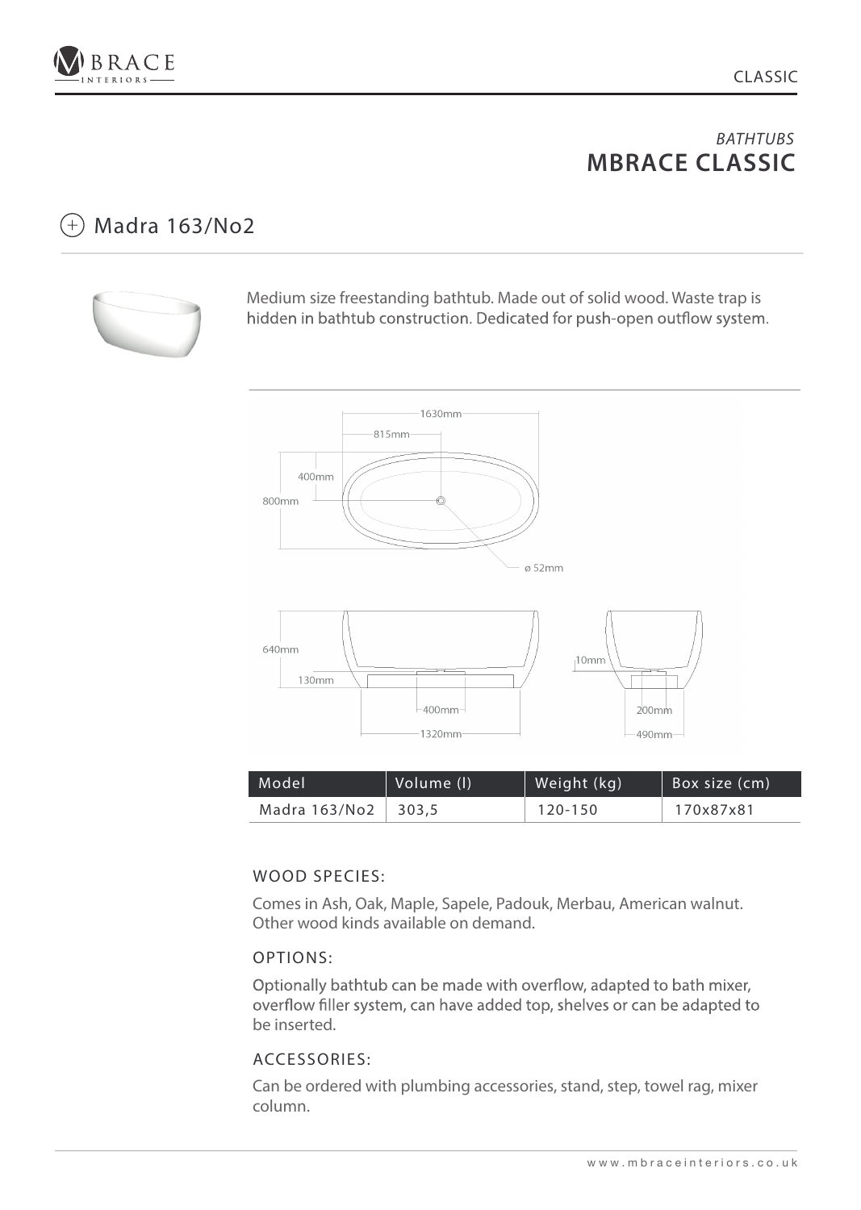*BATHTUBS*

## MBRACE CLASSIC

### Madra 163/No2

Medium size freestanding bathtub. Made out of solid wood. Waste trap is hidden in bathtub construction. Dedicated for push-open outflow system.

| Model | Volume (l) | Weight (kg) | Box size (cm) |
| --- | --- | --- | --- |
| Madra 163/No2 | 303,5 | 120-150 | 170x87x81 |

#### WOOD SPECIES:

Comes in Ash, Oak, Maple, Sapele, Padouk, Merbau, American walnut. Other wood kinds available on demand.

#### OPTIONS:

Optionally bathtub can be made with overflow, adapted to bath mixer, overflow filler system, can have added top, shelves or can be adapted to be inserted.

#### ACCESSORIES:

Can be ordered with plumbing accessories, stand, step, towel rag, mixer column.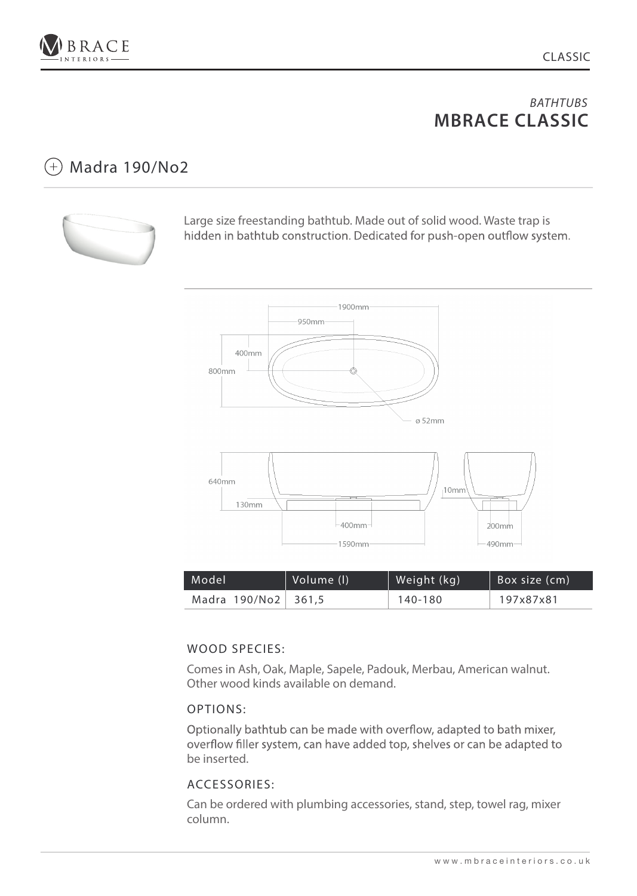*BATHTUBS*
## MBRACE CLASSIC

### Madra 190/No2

Large size freestanding bathtub. Made out of solid wood. Waste trap is hidden in bathtub construction. Dedicated for push-open outflow system.

| Model | Volume (l) | Weight (kg) | Box size (cm) |
|---|---|---|---|
| Madra 190/No2 | 361,5 | 140-180 | 197x87x81 |

#### WOOD SPECIES:

Comes in Ash, Oak, Maple, Sapele, Padouk, Merbau, American walnut. Other wood kinds available on demand.

#### OPTIONS:

Optionally bathtub can be made with overflow, adapted to bath mixer, overflow filler system, can have added top, shelves or can be adapted to be inserted.

#### ACCESSORIES:

Can be ordered with plumbing accessories, stand, step, towel rag, mixer column.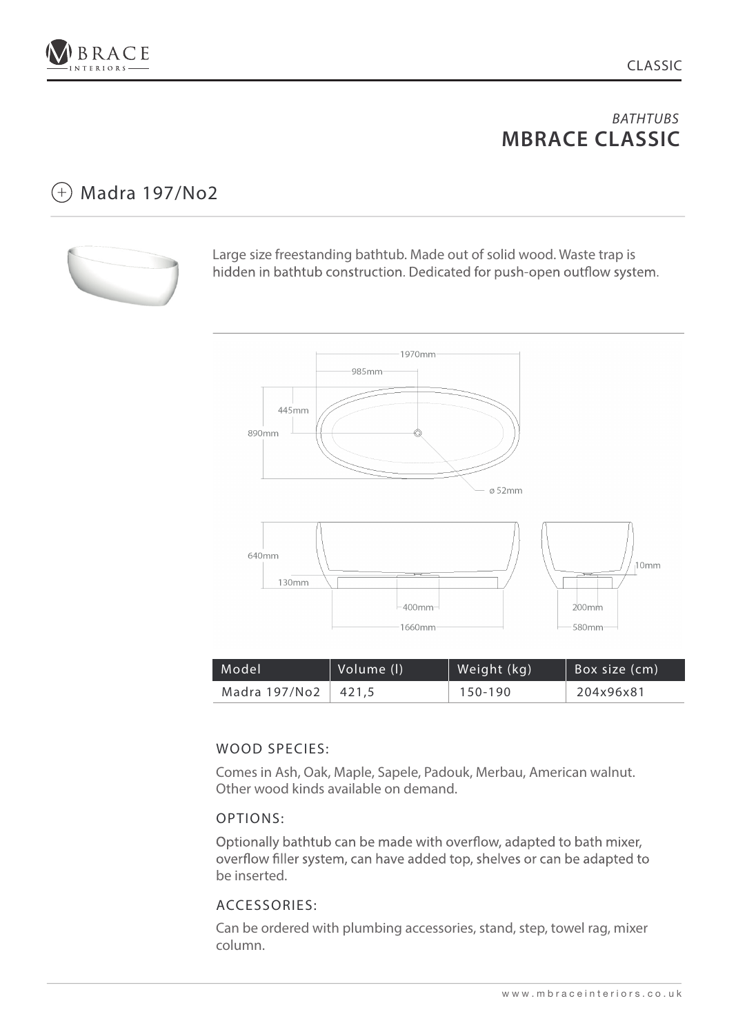CLASSIC

*BATHTUBS*

## MBRACE CLASSIC

### Madra 197/No2

Large size freestanding bathtub. Made out of solid wood. Waste trap is hidden in bathtub construction. Dedicated for push-open outflow system.

1970mm
985mm
445mm
890mm
ø 52mm
640mm
130mm
400mm
1660mm
10mm
200mm
580mm

| Model | Volume (l) | Weight (kg) | Box size (cm) |
|---|---|---|---|
| Madra 197/No2 | 421,5 | 150-190 | 204x96x81 |

#### WOOD SPECIES:

Comes in Ash, Oak, Maple, Sapele, Padouk, Merbau, American walnut. Other wood kinds available on demand.

#### OPTIONS:

Optionally bathtub can be made with overflow, adapted to bath mixer, overflow filler system, can have added top, shelves or can be adapted to be inserted.

#### ACCESSORIES:

Can be ordered with plumbing accessories, stand, step, towel rag, mixer column.

www.mbraceinteriors.co.uk